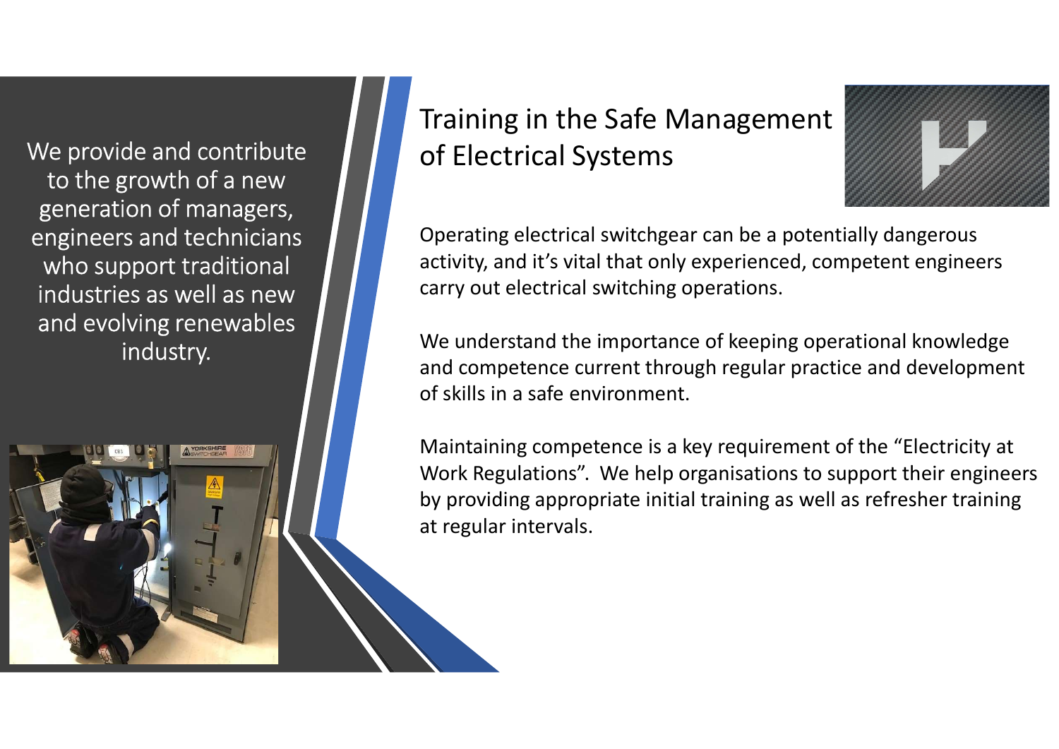We provide and contribute to the growth of a new generation of managers, engineers and technicians who support traditional industries as well as new and evolving renewables industry.

# Training in the Safe Management of Electrical Systems

Operating electrical switchgear can be a potentially dangerous activity, and it's vital that only experienced, competent engineers carry out electrical switching operations.

We understand the importance of keeping operational knowledge and competence current through regular practice and development of skills in a safe environment.

Maintaining competence is a key requirement of the "Electricity at Work Regulations". We help organisations to support their engineers by providing appropriate initial training as well as refresher training at regular intervals.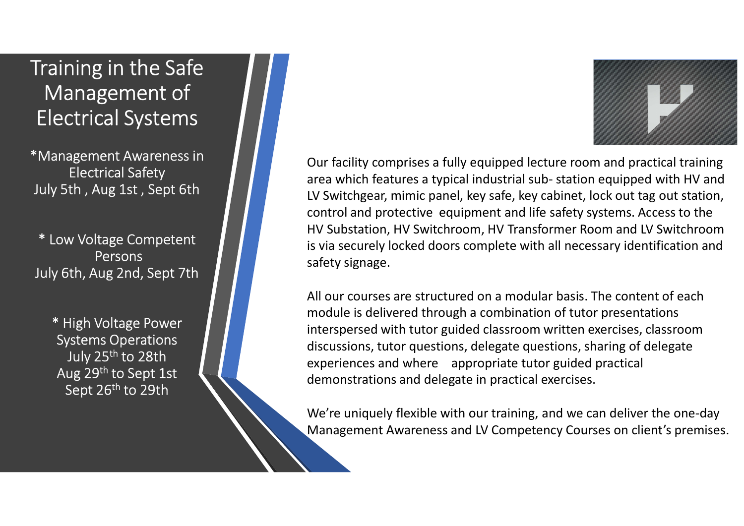# Training in the Safe Management of Electrical Systems

*Management Awareness in Electrical Safety
July 5th , Aug 1st , Sept 6th

* Low Voltage Competent Persons
July 6th, Aug 2nd, Sept 7th

* High Voltage Power Systems Operations
July 25th to 28th
Aug 29th to Sept 1st
Sept 26th to 29th

Our facility comprises a fully equipped lecture room and practical training area which features a typical industrial sub- station equipped with HV and LV Switchgear, mimic panel, key safe, key cabinet, lock out tag out station, control and protective equipment and life safety systems. Access to the HV Substation, HV Switchroom, HV Transformer Room and LV Switchroom is via securely locked doors complete with all necessary identification and safety signage.

All our courses are structured on a modular basis. The content of each module is delivered through a combination of tutor presentations interspersed with tutor guided classroom written exercises, classroom discussions, tutor questions, delegate questions, sharing of delegate experiences and where appropriate tutor guided practical demonstrations and delegate in practical exercises.

We're uniquely flexible with our training, and we can deliver the one-day Management Awareness and LV Competency Courses on client's premises.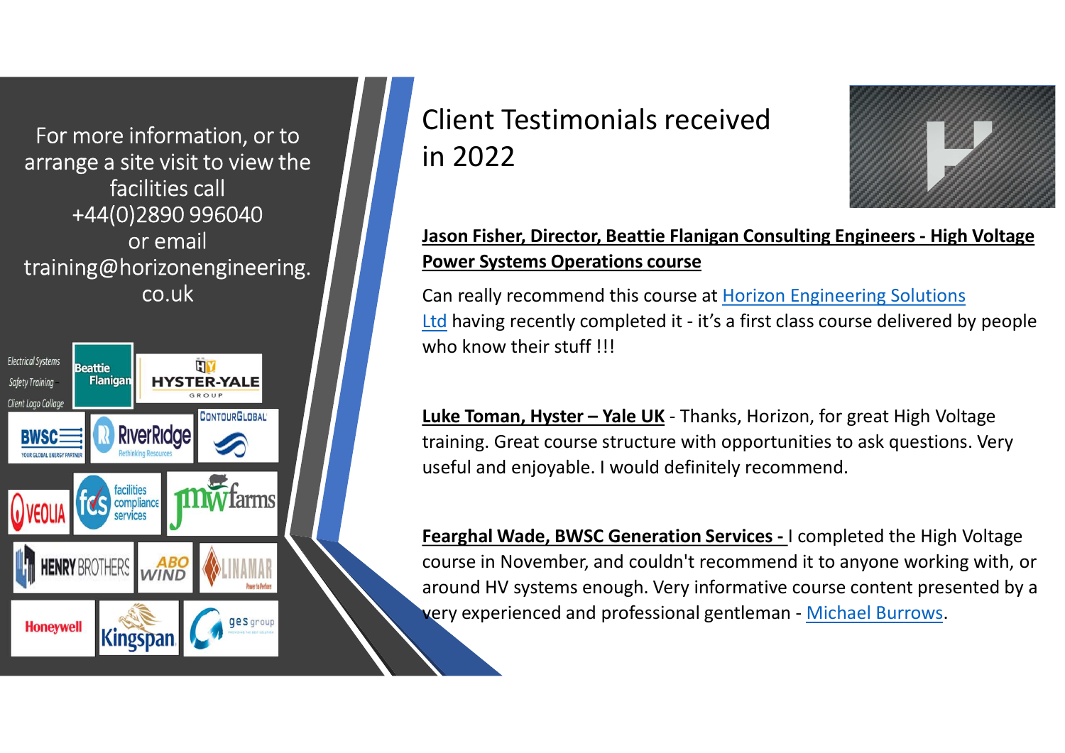For more information, or to arrange a site visit to view the facilities call +44(0)2890 996040 or email training@horizonengineering.co.uk

Electrical Systems Safety Training - Client Logo Collage

# Client Testimonials received in 2022

**Jason Fisher, Director, Beattie Flanigan Consulting Engineers - High Voltage Power Systems Operations course**

Can really recommend this course at Horizon Engineering Solutions Ltd having recently completed it - it's a first class course delivered by people who know their stuff !!!

**Luke Toman, Hyster – Yale UK** - Thanks, Horizon, for great High Voltage training. Great course structure with opportunities to ask questions. Very useful and enjoyable. I would definitely recommend.

**Fearghal Wade, BWSC Generation Services -** I completed the High Voltage course in November, and couldn't recommend it to anyone working with, or around HV systems enough. Very informative course content presented by a very experienced and professional gentleman - Michael Burrows.